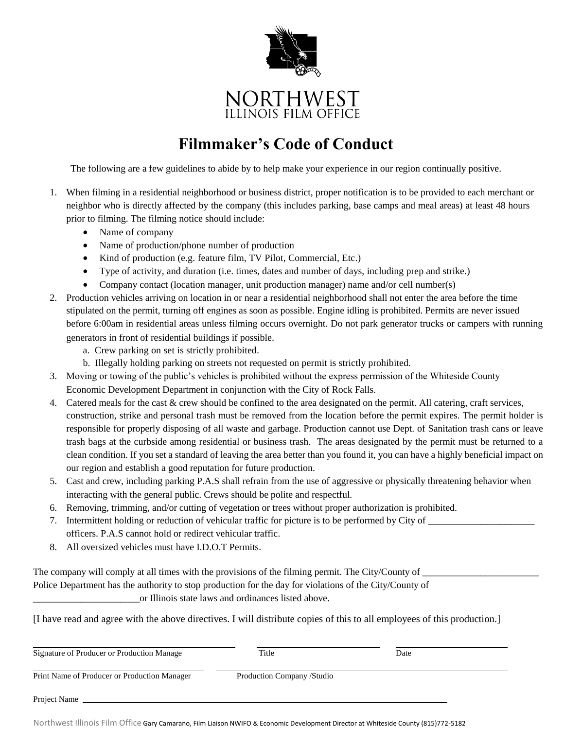NORTHWEST
ILLINOIS FILM OFFICE

# Filmmaker's Code of Conduct

The following are a few guidelines to abide by to help make your experience in our region continually positive.

1. When filming in a residential neighborhood or business district, proper notification is to be provided to each merchant or neighbor who is directly affected by the company (this includes parking, base camps and meal areas) at least 48 hours prior to filming. The filming notice should include:
   - Name of company
   - Name of production/phone number of production
   - Kind of production (e.g. feature film, TV Pilot, Commercial, Etc.)
   - Type of activity, and duration (i.e. times, dates and number of days, including prep and strike.)
   - Company contact (location manager, unit production manager) name and/or cell number(s)
2. Production vehicles arriving on location in or near a residential neighborhood shall not enter the area before the time stipulated on the permit, turning off engines as soon as possible. Engine idling is prohibited. Permits are never issued before 6:00am in residential areas unless filming occurs overnight. Do not park generator trucks or campers with running generators in front of residential buildings if possible.
   a. Crew parking on set is strictly prohibited.
   b. Illegally holding parking on streets not requested on permit is strictly prohibited.
3. Moving or towing of the public's vehicles is prohibited without the express permission of the Whiteside County Economic Development Department in conjunction with the City of Rock Falls.
4. Catered meals for the cast & crew should be confined to the area designated on the permit. All catering, craft services, construction, strike and personal trash must be removed from the location before the permit expires. The permit holder is responsible for properly disposing of all waste and garbage. Production cannot use Dept. of Sanitation trash cans or leave trash bags at the curbside among residential or business trash. The areas designated by the permit must be returned to a clean condition. If you set a standard of leaving the area better than you found it, you can have a highly beneficial impact on our region and establish a good reputation for future production.
5. Cast and crew, including parking P.A.S shall refrain from the use of aggressive or physically threatening behavior when interacting with the general public. Crews should be polite and respectful.
6. Removing, trimming, and/or cutting of vegetation or trees without proper authorization is prohibited.
7. Intermittent holding or reduction of vehicular traffic for picture is to be performed by City of ______________________ officers. P.A.S cannot hold or redirect vehicular traffic.
8. All oversized vehicles must have I.D.O.T Permits.

The company will comply at all times with the provisions of the filming permit. The City/County of ________________________ Police Department has the authority to stop production for the day for violations of the City/County of ______________________or Illinois state laws and ordinances listed above.

[I have read and agree with the above directives. I will distribute copies of this to all employees of this production.]

______________________________ ______________________ ______________________
Signature of Producer or Production Manage | Title | Date

______________________________ ______________________________
Print Name of Producer or Production Manager | Production Company /Studio

Project Name ____________________________________________________________

Northwest Illinois Film Office Gary Camarano, Film Liaison NWIFO & Economic Development Director at Whiteside County (815)772-5182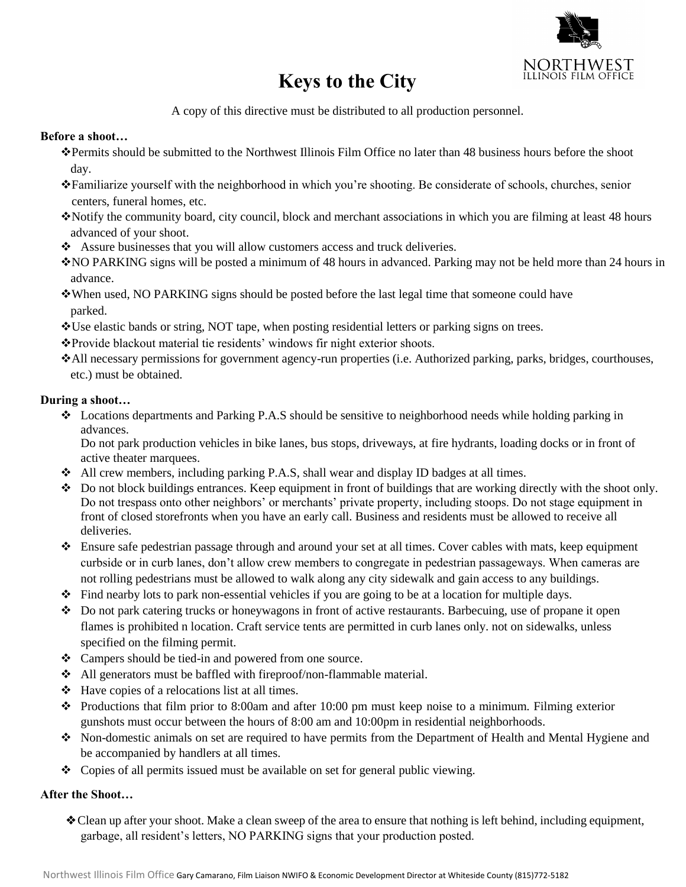# Keys to the City

A copy of this directive must be distributed to all production personnel.

**Before a shoot…**

- Permits should be submitted to the Northwest Illinois Film Office no later than 48 business hours before the shoot day.
- Familiarize yourself with the neighborhood in which you're shooting. Be considerate of schools, churches, senior centers, funeral homes, etc.
- Notify the community board, city council, block and merchant associations in which you are filming at least 48 hours advanced of your shoot.
- Assure businesses that you will allow customers access and truck deliveries.
- NO PARKING signs will be posted a minimum of 48 hours in advanced. Parking may not be held more than 24 hours in advance.
- When used, NO PARKING signs should be posted before the last legal time that someone could have parked.
- Use elastic bands or string, NOT tape, when posting residential letters or parking signs on trees.
- Provide blackout material tie residents' windows fir night exterior shoots.
- All necessary permissions for government agency-run properties (i.e. Authorized parking, parks, bridges, courthouses, etc.) must be obtained.

**During a shoot…**

- Locations departments and Parking P.A.S should be sensitive to neighborhood needs while holding parking in advances.
  Do not park production vehicles in bike lanes, bus stops, driveways, at fire hydrants, loading docks or in front of active theater marquees.
- All crew members, including parking P.A.S, shall wear and display ID badges at all times.
- Do not block buildings entrances. Keep equipment in front of buildings that are working directly with the shoot only. Do not trespass onto other neighbors' or merchants' private property, including stoops. Do not stage equipment in front of closed storefronts when you have an early call. Business and residents must be allowed to receive all deliveries.
- Ensure safe pedestrian passage through and around your set at all times. Cover cables with mats, keep equipment curbside or in curb lanes, don't allow crew members to congregate in pedestrian passageways. When cameras are not rolling pedestrians must be allowed to walk along any city sidewalk and gain access to any buildings.
- Find nearby lots to park non-essential vehicles if you are going to be at a location for multiple days.
- Do not park catering trucks or honeywagons in front of active restaurants. Barbecuing, use of propane it open flames is prohibited n location. Craft service tents are permitted in curb lanes only. not on sidewalks, unless specified on the filming permit.
- Campers should be tied-in and powered from one source.
- All generators must be baffled with fireproof/non-flammable material.
- Have copies of a relocations list at all times.
- Productions that film prior to 8:00am and after 10:00 pm must keep noise to a minimum. Filming exterior gunshots must occur between the hours of 8:00 am and 10:00pm in residential neighborhoods.
- Non-domestic animals on set are required to have permits from the Department of Health and Mental Hygiene and be accompanied by handlers at all times.
- Copies of all permits issued must be available on set for general public viewing.

**After the Shoot…**

- Clean up after your shoot. Make a clean sweep of the area to ensure that nothing is left behind, including equipment, garbage, all resident's letters, NO PARKING signs that your production posted.

Northwest Illinois Film Office Gary Camarano, Film Liaison NWIFO & Economic Development Director at Whiteside County (815)772-5182